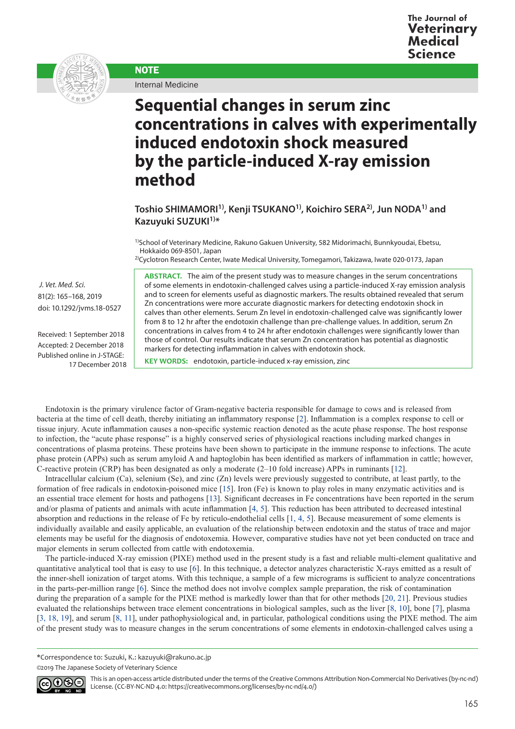NOTE

Internal Medicine

# Sequential changes in serum zinc concentrations in calves with experimentally induced endotoxin shock measured by the particle-induced X-ray emission method

**Toshio SHIMAMORI[1)], Kenji TSUKANO[1)], Koichiro SERA[2)], Jun NODA[1)] and Kazuyuki SUZUKI[1)]***

[1)] School of Veterinary Medicine, Rakuno Gakuen University, 582 Midorimachi, Bunnkyoudai, Ebetsu, Hokkaido 069-8501, Japan
[2)] Cyclotron Research Center, Iwate Medical University, Tomegamori, Takizawa, Iwate 020-0173, Japan

*J. Vet. Med. Sci.*
81(2): 165–168, 2019
doi: 10.1292/jvms.18-0527

Received: 1 September 2018
Accepted: 2 December 2018
Published online in J-STAGE: 17 December 2018

**ABSTRACT.** The aim of the present study was to measure changes in the serum concentrations of some elements in endotoxin-challenged calves using a particle-induced X-ray emission analysis and to screen for elements useful as diagnostic markers. The results obtained revealed that serum Zn concentrations were more accurate diagnostic markers for detecting endotoxin shock in calves than other elements. Serum Zn level in endotoxin-challenged calve was significantly lower from 8 to 12 hr after the endotoxin challenge than pre-challenge values. In addition, serum Zn concentrations in calves from 4 to 24 hr after endotoxin challenges were significantly lower than those of control. Our results indicate that serum Zn concentration has potential as diagnostic markers for detecting inflammation in calves with endotoxin shock.

**KEY WORDS:** endotoxin, particle-induced x-ray emission, zinc

Endotoxin is the primary virulence factor of Gram-negative bacteria responsible for damage to cows and is released from bacteria at the time of cell death, thereby initiating an inflammatory response [2]. Inflammation is a complex response to cell or tissue injury. Acute inflammation causes a non-specific systemic reaction denoted as the acute phase response. The host response to infection, the "acute phase response" is a highly conserved series of physiological reactions including marked changes in concentrations of plasma proteins. These proteins have been shown to participate in the immune response to infections. The acute phase protein (APPs) such as serum amyloid A and haptoglobin has been identified as markers of inflammation in cattle; however, C-reactive protein (CRP) has been designated as only a moderate (2–10 fold increase) APPs in ruminants [12].

Intracellular calcium (Ca), selenium (Se), and zinc (Zn) levels were previously suggested to contribute, at least partly, to the formation of free radicals in endotoxin-poisoned mice [15]. Iron (Fe) is known to play roles in many enzymatic activities and is an essential trace element for hosts and pathogens [13]. Significant decreases in Fe concentrations have been reported in the serum and/or plasma of patients and animals with acute inflammation [4, 5]. This reduction has been attributed to decreased intestinal absorption and reductions in the release of Fe by reticulo-endothelial cells [1, 4, 5]. Because measurement of some elements is individually available and easily applicable, an evaluation of the relationship between endotoxin and the status of trace and major elements may be useful for the diagnosis of endotoxemia. However, comparative studies have not yet been conducted on trace and major elements in serum collected from cattle with endotoxemia.

The particle-induced X-ray emission (PIXE) method used in the present study is a fast and reliable multi-element qualitative and quantitative analytical tool that is easy to use [6]. In this technique, a detector analyzes characteristic X-rays emitted as a result of the inner-shell ionization of target atoms. With this technique, a sample of a few micrograms is sufficient to analyze concentrations in the parts-per-million range [6]. Since the method does not involve complex sample preparation, the risk of contamination during the preparation of a sample for the PIXE method is markedly lower than that for other methods [20, 21]. Previous studies evaluated the relationships between trace element concentrations in biological samples, such as the liver [8, 10], bone [7], plasma [3, 18, 19], and serum [8, 11], under pathophysiological and, in particular, pathological conditions using the PIXE method. The aim of the present study was to measure changes in the serum concentrations of some elements in endotoxin-challenged calves using a

*Correspondence to: Suzuki, K.: kazuyuki@rakuno.ac.jp

©2019 The Japanese Society of Veterinary Science

This is an open-access article distributed under the terms of the Creative Commons Attribution Non-Commercial No Derivatives (by-nc-nd) License. (CC-BY-NC-ND 4.0: https://creativecommons.org/licenses/by-nc-nd/4.0/)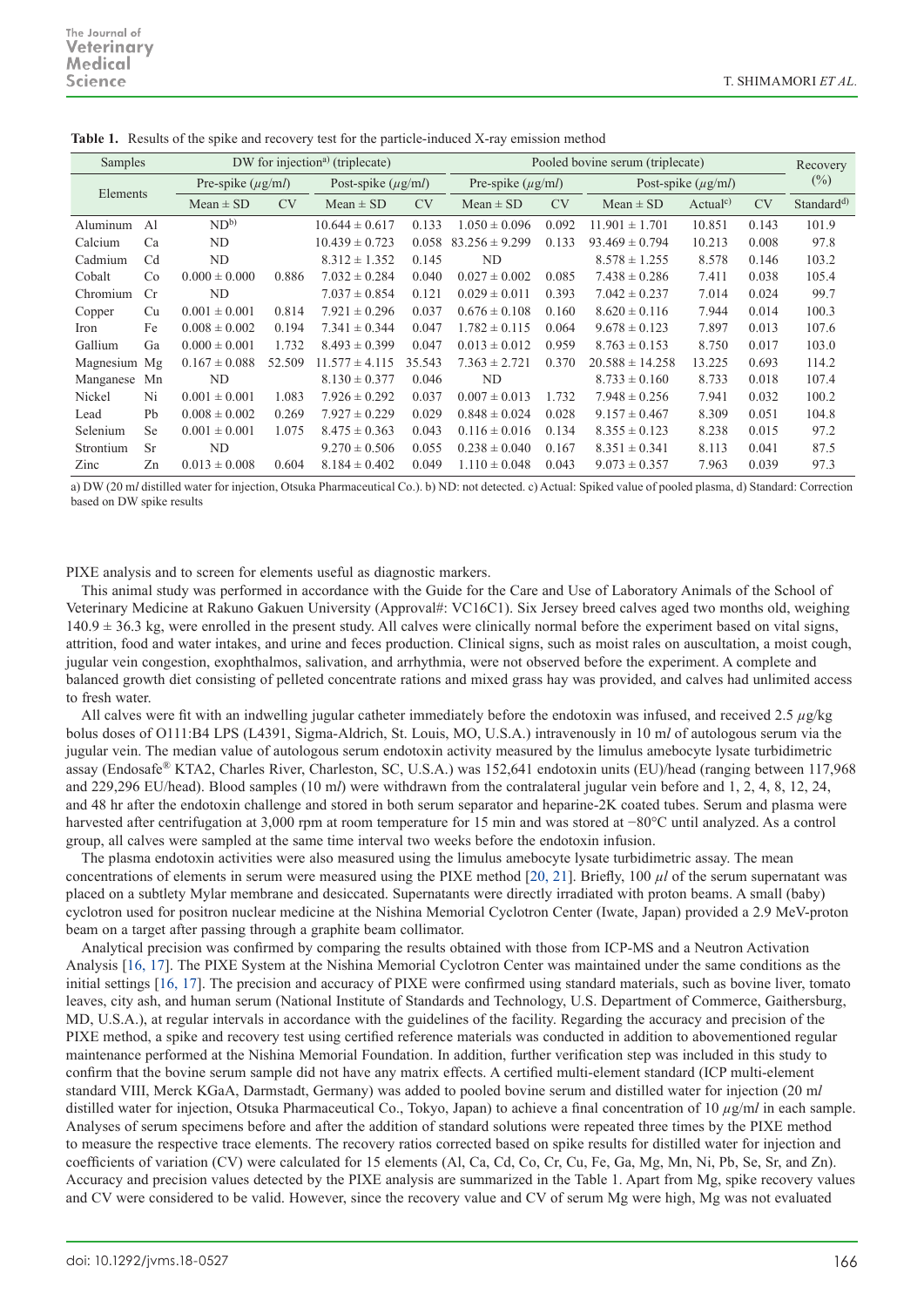**Table 1.** Results of the spike and recovery test for the particle-induced X-ray emission method

| Samples | | DW for injection[a] (triplecate) | | | | Pooled bovine serum (triplecate) | | | | | Recovery (%) |
|---|---|---|---|---|---|---|---|---|---|---|---|
| Elements | | Pre-spike ($\mu$g/m*l*) | | Post-spike ($\mu$g/m*l*) | | Pre-spike ($\mu$g/m*l*) | | Post-spike ($\mu$g/m*l*) | | | |
| | | Mean ± SD | CV | Mean ± SD | CV | Mean ± SD | CV | Mean ± SD | Actual[c] | CV | Standard[d] |
| Aluminum | Al | ND[b] | | 10.644 ± 0.617 | 0.133 | 1.050 ± 0.096 | 0.092 | 11.901 ± 1.701 | 10.851 | 0.143 | 101.9 |
| Calcium | Ca | ND | | 10.439 ± 0.723 | 0.058 | 83.256 ± 9.299 | 0.133 | 93.469 ± 0.794 | 10.213 | 0.008 | 97.8 |
| Cadmium | Cd | ND | | 8.312 ± 1.352 | 0.145 | ND | | 8.578 ± 1.255 | 8.578 | 0.146 | 103.2 |
| Cobalt | Co | 0.000 ± 0.000 | 0.886 | 7.032 ± 0.284 | 0.040 | 0.027 ± 0.002 | 0.085 | 7.438 ± 0.286 | 7.411 | 0.038 | 105.4 |
| Chromium | Cr | ND | | 7.037 ± 0.854 | 0.121 | 0.029 ± 0.011 | 0.393 | 7.042 ± 0.237 | 7.014 | 0.024 | 99.7 |
| Copper | Cu | 0.001 ± 0.001 | 0.814 | 7.921 ± 0.296 | 0.037 | 0.676 ± 0.108 | 0.160 | 8.620 ± 0.116 | 7.944 | 0.014 | 100.3 |
| Iron | Fe | 0.008 ± 0.002 | 0.194 | 7.341 ± 0.344 | 0.047 | 1.782 ± 0.115 | 0.064 | 9.678 ± 0.123 | 7.897 | 0.013 | 107.6 |
| Gallium | Ga | 0.000 ± 0.001 | 1.732 | 8.493 ± 0.399 | 0.047 | 0.013 ± 0.012 | 0.959 | 8.763 ± 0.153 | 8.750 | 0.017 | 103.0 |
| Magnesium | Mg | 0.167 ± 0.088 | 52.509 | 11.577 ± 4.115 | 35.543 | 7.363 ± 2.721 | 0.370 | 20.588 ± 14.258 | 13.225 | 0.693 | 114.2 |
| Manganese | Mn | ND | | 8.130 ± 0.377 | 0.046 | ND | | 8.733 ± 0.160 | 8.733 | 0.018 | 107.4 |
| Nickel | Ni | 0.001 ± 0.001 | 1.083 | 7.926 ± 0.292 | 0.037 | 0.007 ± 0.013 | 1.732 | 7.948 ± 0.256 | 7.941 | 0.032 | 100.2 |
| Lead | Pb | 0.008 ± 0.002 | 0.269 | 7.927 ± 0.229 | 0.029 | 0.848 ± 0.024 | 0.028 | 9.157 ± 0.467 | 8.309 | 0.051 | 104.8 |
| Selenium | Se | 0.001 ± 0.001 | 1.075 | 8.475 ± 0.363 | 0.043 | 0.116 ± 0.016 | 0.134 | 8.355 ± 0.123 | 8.238 | 0.015 | 97.2 |
| Strontium | Sr | ND | | 9.270 ± 0.506 | 0.055 | 0.238 ± 0.040 | 0.167 | 8.351 ± 0.341 | 8.113 | 0.041 | 87.5 |
| Zinc | Zn | 0.013 ± 0.008 | 0.604 | 8.184 ± 0.402 | 0.049 | 1.110 ± 0.048 | 0.043 | 9.073 ± 0.357 | 7.963 | 0.039 | 97.3 |

a) DW (20 m*l* distilled water for injection, Otsuka Pharmaceutical Co.). b) ND: not detected. c) Actual: Spiked value of pooled plasma, d) Standard: Correction based on DW spike results

PIXE analysis and to screen for elements useful as diagnostic markers.

This animal study was performed in accordance with the Guide for the Care and Use of Laboratory Animals of the School of Veterinary Medicine at Rakuno Gakuen University (Approval#: VC16C1). Six Jersey breed calves aged two months old, weighing 140.9 ± 36.3 kg, were enrolled in the present study. All calves were clinically normal before the experiment based on vital signs, attrition, food and water intakes, and urine and feces production. Clinical signs, such as moist rales on auscultation, a moist cough, jugular vein congestion, exophthalmos, salivation, and arrhythmia, were not observed before the experiment. A complete and balanced growth diet consisting of pelleted concentrate rations and mixed grass hay was provided, and calves had unlimited access to fresh water.

All calves were fit with an indwelling jugular catheter immediately before the endotoxin was infused, and received 2.5 $\mu$g/kg bolus doses of O111:B4 LPS (L4391, Sigma-Aldrich, St. Louis, MO, U.S.A.) intravenously in 10 m*l* of autologous serum via the jugular vein. The median value of autologous serum endotoxin activity measured by the limulus amebocyte lysate turbidimetric assay (Endosafe® KTA2, Charles River, Charleston, SC, U.S.A.) was 152,641 endotoxin units (EU)/head (ranging between 117,968 and 229,296 EU/head). Blood samples (10 m*l*) were withdrawn from the contralateral jugular vein before and 1, 2, 4, 8, 12, 24, and 48 hr after the endotoxin challenge and stored in both serum separator and heparine-2K coated tubes. Serum and plasma were harvested after centrifugation at 3,000 rpm at room temperature for 15 min and was stored at −80°C until analyzed. As a control group, all calves were sampled at the same time interval two weeks before the endotoxin infusion.

The plasma endotoxin activities were also measured using the limulus amebocyte lysate turbidimetric assay. The mean concentrations of elements in serum were measured using the PIXE method [20, 21]. Briefly, 100 $\mu l$ of the serum supernatant was placed on a subtlety Mylar membrane and desiccated. Supernatants were directly irradiated with proton beams. A small (baby) cyclotron used for positron nuclear medicine at the Nishina Memorial Cyclotron Center (Iwate, Japan) provided a 2.9 MeV-proton beam on a target after passing through a graphite beam collimator.

Analytical precision was confirmed by comparing the results obtained with those from ICP-MS and a Neutron Activation Analysis [16, 17]. The PIXE System at the Nishina Memorial Cyclotron Center was maintained under the same conditions as the initial settings [16, 17]. The precision and accuracy of PIXE were confirmed using standard materials, such as bovine liver, tomato leaves, city ash, and human serum (National Institute of Standards and Technology, U.S. Department of Commerce, Gaithersburg, MD, U.S.A.), at regular intervals in accordance with the guidelines of the facility. Regarding the accuracy and precision of the PIXE method, a spike and recovery test using certified reference materials was conducted in addition to abovementioned regular maintenance performed at the Nishina Memorial Foundation. In addition, further verification step was included in this study to confirm that the bovine serum sample did not have any matrix effects. A certified multi-element standard (ICP multi-element standard VIII, Merck KGaA, Darmstadt, Germany) was added to pooled bovine serum and distilled water for injection (20 m*l* distilled water for injection, Otsuka Pharmaceutical Co., Tokyo, Japan) to achieve a final concentration of 10 $\mu$g/m*l* in each sample. Analyses of serum specimens before and after the addition of standard solutions were repeated three times by the PIXE method to measure the respective trace elements. The recovery ratios corrected based on spike results for distilled water for injection and coefficients of variation (CV) were calculated for 15 elements (Al, Ca, Cd, Co, Cr, Cu, Fe, Ga, Mg, Mn, Ni, Pb, Se, Sr, and Zn). Accuracy and precision values detected by the PIXE analysis are summarized in the Table 1. Apart from Mg, spike recovery values and CV were considered to be valid. However, since the recovery value and CV of serum Mg were high, Mg was not evaluated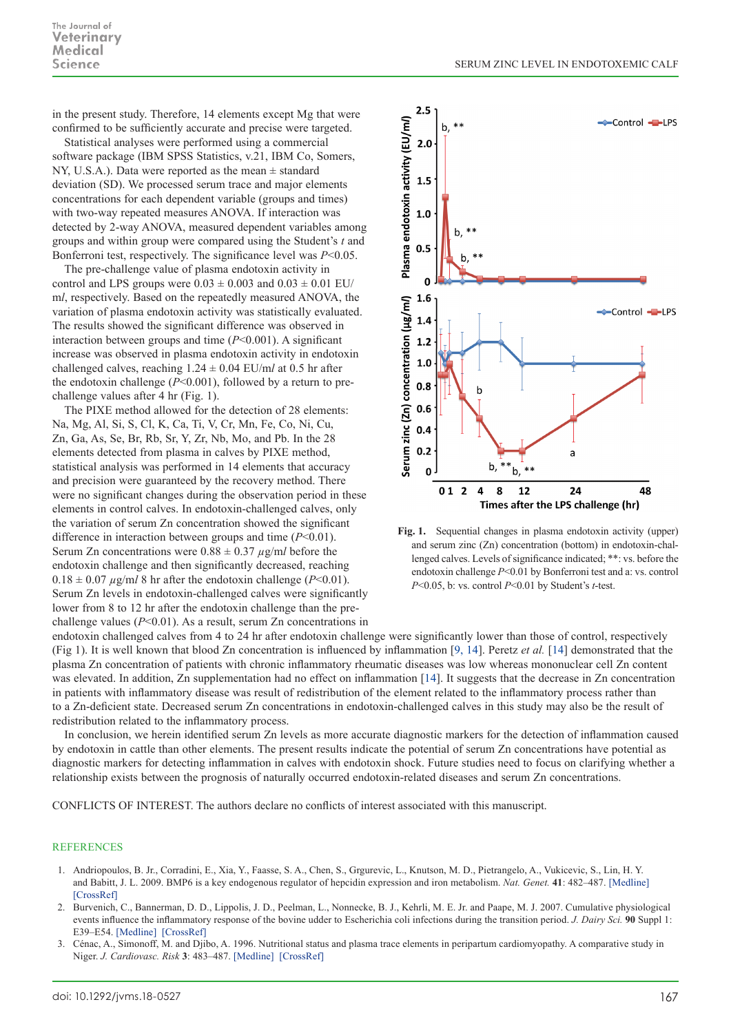in the present study. Therefore, 14 elements except Mg that were confirmed to be sufficiently accurate and precise were targeted.

Statistical analyses were performed using a commercial software package (IBM SPSS Statistics, v.21, IBM Co, Somers, NY, U.S.A.). Data were reported as the mean ± standard deviation (SD). We processed serum trace and major elements concentrations for each dependent variable (groups and times) with two-way repeated measures ANOVA. If interaction was detected by 2-way ANOVA, measured dependent variables among groups and within group were compared using the Student's *t* and Bonferroni test, respectively. The significance level was $P<0.05$.

The pre-challenge value of plasma endotoxin activity in control and LPS groups were 0.03 ± 0.003 and 0.03 ± 0.01 EU/m*l*, respectively. Based on the repeatedly measured ANOVA, the variation of plasma endotoxin activity was statistically evaluated. The results showed the significant difference was observed in interaction between groups and time ($P<0.001$). A significant increase was observed in plasma endotoxin activity in endotoxin challenged calves, reaching 1.24 ± 0.04 EU/m*l* at 0.5 hr after the endotoxin challenge ($P<0.001$), followed by a return to pre-challenge values after 4 hr (Fig. 1).

The PIXE method allowed for the detection of 28 elements: Na, Mg, Al, Si, S, Cl, K, Ca, Ti, V, Cr, Mn, Fe, Co, Ni, Cu, Zn, Ga, As, Se, Br, Rb, Sr, Y, Zr, Nb, Mo, and Pb. In the 28 elements detected from plasma in calves by PIXE method, statistical analysis was performed in 14 elements that accuracy and precision were guaranteed by the recovery method. There were no significant changes during the observation period in these elements in control calves. In endotoxin-challenged calves, only the variation of serum Zn concentration showed the significant difference in interaction between groups and time ($P<0.01$). Serum Zn concentrations were 0.88 ± 0.37 $\mu$g/m*l* before the endotoxin challenge and then significantly decreased, reaching 0.18 ± 0.07 $\mu$g/m*l* 8 hr after the endotoxin challenge ($P<0.01$). Serum Zn levels in endotoxin-challenged calves were significantly lower from 8 to 12 hr after the endotoxin challenge than the pre-challenge values ($P<0.01$). As a result, serum Zn concentrations in endotoxin challenged calves from 4 to 24 hr after endotoxin challenge were significantly lower than those of control, respectively (Fig 1). It is well known that blood Zn concentration is influenced by inflammation [9, 14]. Peretz *et al.* [14] demonstrated that the plasma Zn concentration of patients with chronic inflammatory rheumatic diseases was low whereas mononuclear cell Zn content was elevated. In addition, Zn supplementation had no effect on inflammation [14]. It suggests that the decrease in Zn concentration in patients with inflammatory disease was result of redistribution of the element related to the inflammatory process rather than to a Zn-deficient state. Decreased serum Zn concentrations in endotoxin-challenged calves in this study may also be the result of redistribution related to the inflammatory process.

In conclusion, we herein identified serum Zn levels as more accurate diagnostic markers for the detection of inflammation caused by endotoxin in cattle than other elements. The present results indicate the potential of serum Zn concentrations have potential as diagnostic markers for detecting inflammation in calves with endotoxin shock. Future studies need to focus on clarifying whether a relationship exists between the prognosis of naturally occurred endotoxin-related diseases and serum Zn concentrations.

**Fig. 1.** Sequential changes in plasma endotoxin activity (upper) and serum zinc (Zn) concentration (bottom) in endotoxin-challenged calves. Levels of significance indicated; **: vs. before the endotoxin challenge $P<0.01$ by Bonferroni test and a: vs. control $P<0.05$, b: vs. control $P<0.01$ by Student's *t*-test.

CONFLICTS OF INTEREST. The authors declare no conflicts of interest associated with this manuscript.

## REFERENCES

1. Andriopoulos, B. Jr., Corradini, E., Xia, Y., Faasse, S. A., Chen, S., Grgurevic, L., Knutson, M. D., Pietrangelo, A., Vukicevic, S., Lin, H. Y. and Babitt, J. L. 2009. BMP6 is a key endogenous regulator of hepcidin expression and iron metabolism. *Nat. Genet.* **41**: 482–487. [Medline] [CrossRef]
2. Burvenich, C., Bannerman, D. D., Lippolis, J. D., Peelman, L., Nonnecke, B. J., Kehrli, M. E. Jr. and Paape, M. J. 2007. Cumulative physiological events influence the inflammatory response of the bovine udder to Escherichia coli infections during the transition period. *J. Dairy Sci.* **90** Suppl 1: E39–E54. [Medline] [CrossRef]
3. Cénac, A., Simonoff, M. and Djibo, A. 1996. Nutritional status and plasma trace elements in peripartum cardiomyopathy. A comparative study in Niger. *J. Cardiovasc. Risk* **3**: 483–487. [Medline] [CrossRef]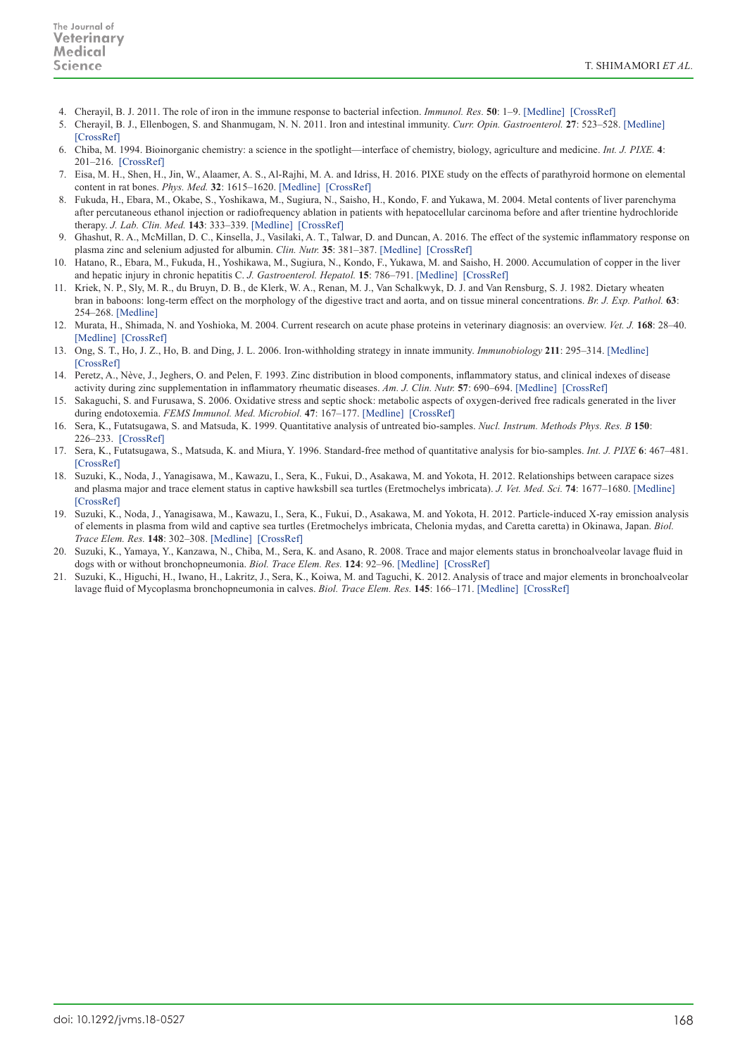4. Cherayil, B. J. 2011. The role of iron in the immune response to bacterial infection. *Immunol. Res.* **50**: 1–9. [Medline] [CrossRef]
5. Cherayil, B. J., Ellenbogen, S. and Shanmugam, N. N. 2011. Iron and intestinal immunity. *Curr. Opin. Gastroenterol.* **27**: 523–528. [Medline] [CrossRef]
6. Chiba, M. 1994. Bioinorganic chemistry: a science in the spotlight—interface of chemistry, biology, agriculture and medicine. *Int. J. PIXE.* **4**: 201–216. [CrossRef]
7. Eisa, M. H., Shen, H., Jin, W., Alaamer, A. S., Al-Rajhi, M. A. and Idriss, H. 2016. PIXE study on the effects of parathyroid hormone on elemental content in rat bones. *Phys. Med.* **32**: 1615–1620. [Medline] [CrossRef]
8. Fukuda, H., Ebara, M., Okabe, S., Yoshikawa, M., Sugiura, N., Saisho, H., Kondo, F. and Yukawa, M. 2004. Metal contents of liver parenchyma after percutaneous ethanol injection or radiofrequency ablation in patients with hepatocellular carcinoma before and after trientine hydrochloride therapy. *J. Lab. Clin. Med.* **143**: 333–339. [Medline] [CrossRef]
9. Ghashut, R. A., McMillan, D. C., Kinsella, J., Vasilaki, A. T., Talwar, D. and Duncan, A. 2016. The effect of the systemic inflammatory response on plasma zinc and selenium adjusted for albumin. *Clin. Nutr.* **35**: 381–387. [Medline] [CrossRef]
10. Hatano, R., Ebara, M., Fukuda, H., Yoshikawa, M., Sugiura, N., Kondo, F., Yukawa, M. and Saisho, H. 2000. Accumulation of copper in the liver and hepatic injury in chronic hepatitis C. *J. Gastroenterol. Hepatol.* **15**: 786–791. [Medline] [CrossRef]
11. Kriek, N. P., Sly, M. R., du Bruyn, D. B., de Klerk, W. A., Renan, M. J., Van Schalkwyk, D. J. and Van Rensburg, S. J. 1982. Dietary wheaten bran in baboons: long-term effect on the morphology of the digestive tract and aorta, and on tissue mineral concentrations. *Br. J. Exp. Pathol.* **63**: 254–268. [Medline]
12. Murata, H., Shimada, N. and Yoshioka, M. 2004. Current research on acute phase proteins in veterinary diagnosis: an overview. *Vet. J.* **168**: 28–40. [Medline] [CrossRef]
13. Ong, S. T., Ho, J. Z., Ho, B. and Ding, J. L. 2006. Iron-withholding strategy in innate immunity. *Immunobiology* **211**: 295–314. [Medline] [CrossRef]
14. Peretz, A., Nève, J., Jeghers, O. and Pelen, F. 1993. Zinc distribution in blood components, inflammatory status, and clinical indexes of disease activity during zinc supplementation in inflammatory rheumatic diseases. *Am. J. Clin. Nutr.* **57**: 690–694. [Medline] [CrossRef]
15. Sakaguchi, S. and Furusawa, S. 2006. Oxidative stress and septic shock: metabolic aspects of oxygen-derived free radicals generated in the liver during endotoxemia. *FEMS Immunol. Med. Microbiol.* **47**: 167–177. [Medline] [CrossRef]
16. Sera, K., Futatsugawa, S. and Matsuda, K. 1999. Quantitative analysis of untreated bio-samples. *Nucl. Instrum. Methods Phys. Res. B* **150**: 226–233. [CrossRef]
17. Sera, K., Futatsugawa, S., Matsuda, K. and Miura, Y. 1996. Standard-free method of quantitative analysis for bio-samples. *Int. J. PIXE* **6**: 467–481. [CrossRef]
18. Suzuki, K., Noda, J., Yanagisawa, M., Kawazu, I., Sera, K., Fukui, D., Asakawa, M. and Yokota, H. 2012. Relationships between carapace sizes and plasma major and trace element status in captive hawksbill sea turtles (Eretmochelys imbricata). *J. Vet. Med. Sci.* **74**: 1677–1680. [Medline] [CrossRef]
19. Suzuki, K., Noda, J., Yanagisawa, M., Kawazu, I., Sera, K., Fukui, D., Asakawa, M. and Yokota, H. 2012. Particle-induced X-ray emission analysis of elements in plasma from wild and captive sea turtles (Eretmochelys imbricata, Chelonia mydas, and Caretta caretta) in Okinawa, Japan. *Biol. Trace Elem. Res.* **148**: 302–308. [Medline] [CrossRef]
20. Suzuki, K., Yamaya, Y., Kanzawa, N., Chiba, M., Sera, K. and Asano, R. 2008. Trace and major elements status in bronchoalveolar lavage fluid in dogs with or without bronchopneumonia. *Biol. Trace Elem. Res.* **124**: 92–96. [Medline] [CrossRef]
21. Suzuki, K., Higuchi, H., Iwano, H., Lakritz, J., Sera, K., Koiwa, M. and Taguchi, K. 2012. Analysis of trace and major elements in bronchoalveolar lavage fluid of Mycoplasma bronchopneumonia in calves. *Biol. Trace Elem. Res.* **145**: 166–171. [Medline] [CrossRef]